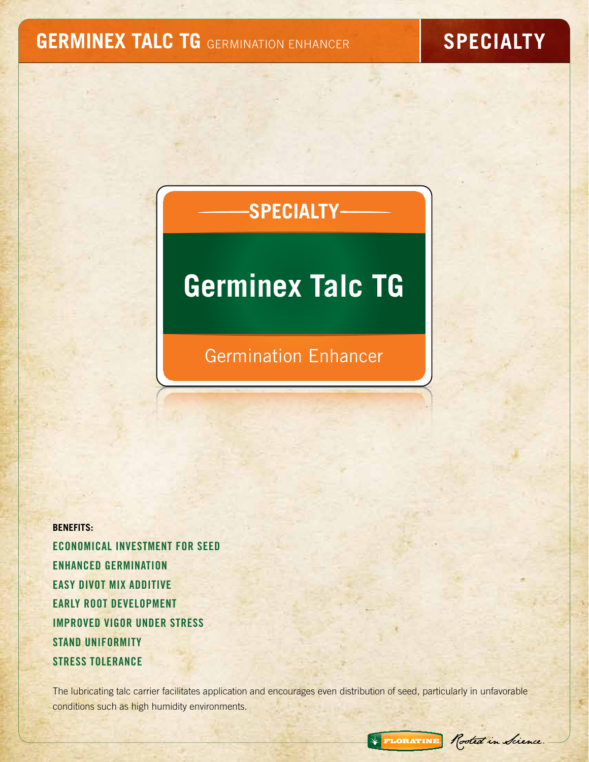# GERMINEX TALC TG GERMINATION ENHANCER

**SPECIALTY**

## SPECIALTY

# Germinex Talc TG

Germination Enhancer

**BENEFITS:**

- ECONOMICAL INVESTMENT FOR SEED
- ENHANCED GERMINATION
- EASY DIVOT MIX ADDITIVE
- EARLY ROOT DEVELOPMENT
- IMPROVED VIGOR UNDER STRESS
- STAND UNIFORMITY
- STRESS TOLERANCE

The lubricating talc carrier facilitates application and encourages even distribution of seed, particularly in unfavorable conditions such as high humidity environments.

FLORATINE. Rooted in Science.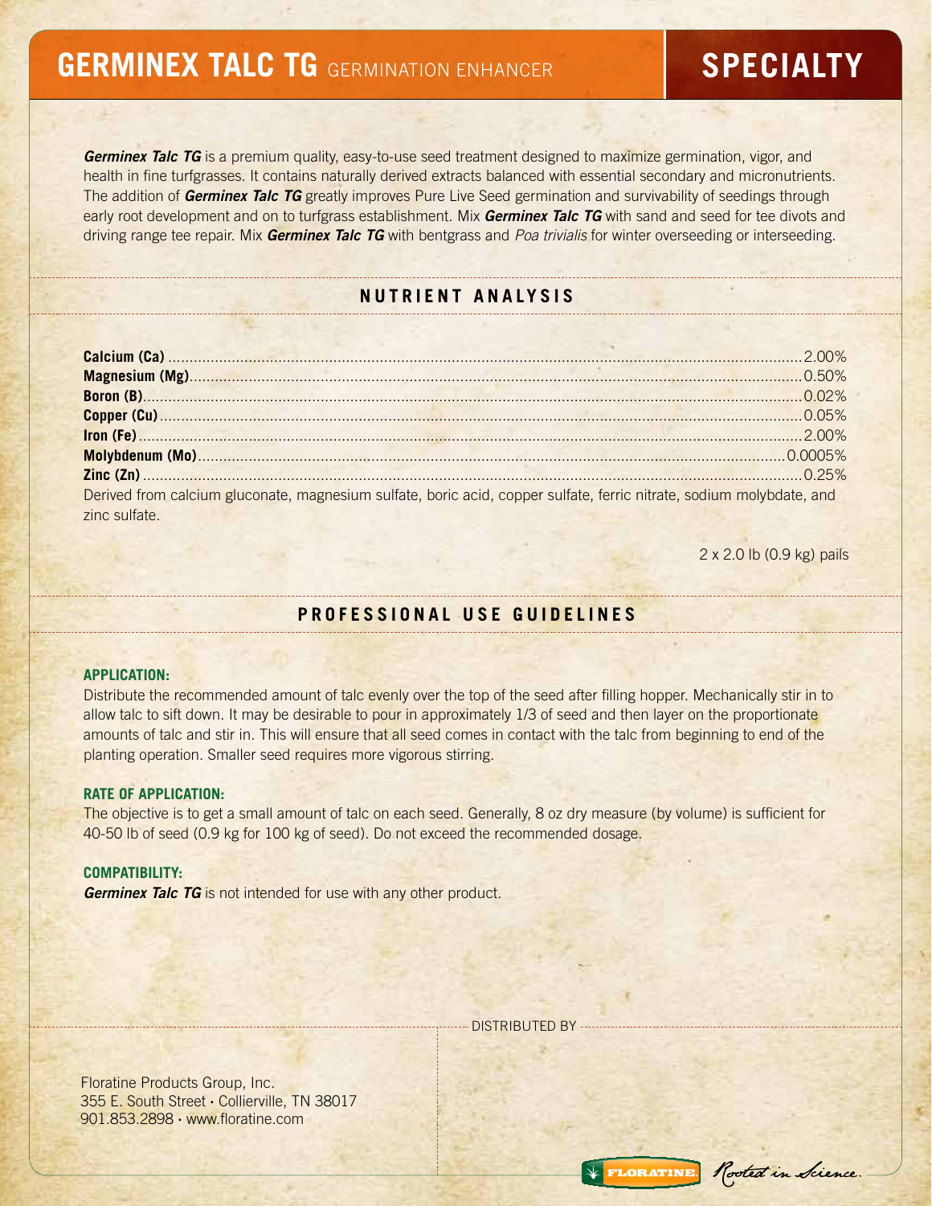# GERMINEX TALC TG GERMINATION ENHANCER

**SPECIALTY**

***Germinex Talc TG*** is a premium quality, easy-to-use seed treatment designed to maximize germination, vigor, and health in fine turfgrasses. It contains naturally derived extracts balanced with essential secondary and micronutrients. The addition of ***Germinex Talc TG*** greatly improves Pure Live Seed germination and survivability of seedings through early root development and on to turfgrass establishment. Mix ***Germinex Talc TG*** with sand and seed for tee divots and driving range tee repair. Mix ***Germinex Talc TG*** with bentgrass and *Poa trivialis* for winter overseeding or interseeding.

## NUTRIENT ANALYSIS

| | |
|---|---|
| **Calcium (Ca)** | 2.00% |
| **Magnesium (Mg)** | 0.50% |
| **Boron (B)** | 0.02% |
| **Copper (Cu)** | 0.05% |
| **Iron (Fe)** | 2.00% |
| **Molybdenum (Mo)** | 0.0005% |
| **Zinc (Zn)** | 0.25% |

Derived from calcium gluconate, magnesium sulfate, boric acid, copper sulfate, ferric nitrate, sodium molybdate, and zinc sulfate.

2 x 2.0 lb (0.9 kg) pails

## PROFESSIONAL USE GUIDELINES

### APPLICATION:

Distribute the recommended amount of talc evenly over the top of the seed after filling hopper. Mechanically stir in to allow talc to sift down. It may be desirable to pour in approximately 1/3 of seed and then layer on the proportionate amounts of talc and stir in. This will ensure that all seed comes in contact with the talc from beginning to end of the planting operation. Smaller seed requires more vigorous stirring.

### RATE OF APPLICATION:

The objective is to get a small amount of talc on each seed. Generally, 8 oz dry measure (by volume) is sufficient for 40-50 lb of seed (0.9 kg for 100 kg of seed). Do not exceed the recommended dosage.

### COMPATIBILITY:

***Germinex Talc TG*** is not intended for use with any other product.

DISTRIBUTED BY

Floratine Products Group, Inc.
355 E. South Street • Collierville, TN 38017
901.853.2898 • www.floratine.com

FLORATINE. Rooted in Science.